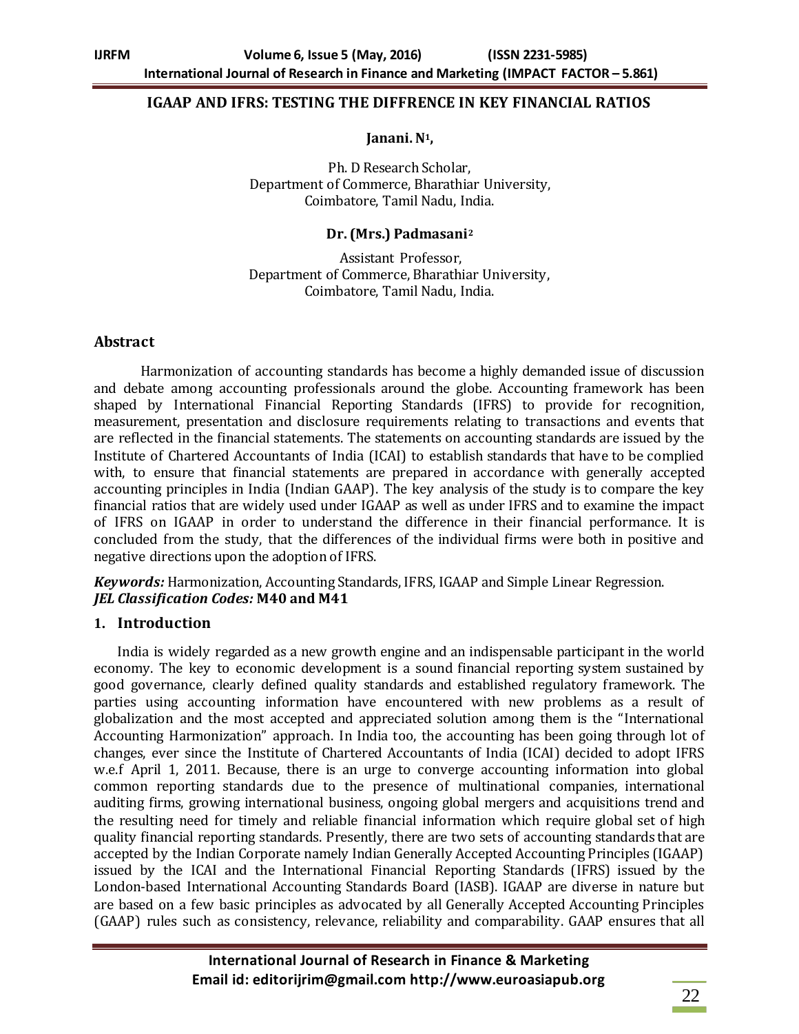# IGAAP AND IFRS: TESTING THE DIFFRENCE IN KEY FINANCIAL RATIOS

**Janani. N[1],**

Ph. D Research Scholar,
Department of Commerce, Bharathiar University,
Coimbatore, Tamil Nadu, India.

**Dr. (Mrs.) Padmasani[2]**

Assistant Professor,
Department of Commerce, Bharathiar University,
Coimbatore, Tamil Nadu, India.

## Abstract

Harmonization of accounting standards has become a highly demanded issue of discussion and debate among accounting professionals around the globe. Accounting framework has been shaped by International Financial Reporting Standards (IFRS) to provide for recognition, measurement, presentation and disclosure requirements relating to transactions and events that are reflected in the financial statements. The statements on accounting standards are issued by the Institute of Chartered Accountants of India (ICAI) to establish standards that have to be complied with, to ensure that financial statements are prepared in accordance with generally accepted accounting principles in India (Indian GAAP). The key analysis of the study is to compare the key financial ratios that are widely used under IGAAP as well as under IFRS and to examine the impact of IFRS on IGAAP in order to understand the difference in their financial performance. It is concluded from the study, that the differences of the individual firms were both in positive and negative directions upon the adoption of IFRS.

***Keywords:*** Harmonization, Accounting Standards, IFRS, IGAAP and Simple Linear Regression.
***JEL Classification Codes:*** **M40 and M41**

## 1. Introduction

India is widely regarded as a new growth engine and an indispensable participant in the world economy. The key to economic development is a sound financial reporting system sustained by good governance, clearly defined quality standards and established regulatory framework. The parties using accounting information have encountered with new problems as a result of globalization and the most accepted and appreciated solution among them is the "International Accounting Harmonization" approach. In India too, the accounting has been going through lot of changes, ever since the Institute of Chartered Accountants of India (ICAI) decided to adopt IFRS w.e.f April 1, 2011. Because, there is an urge to converge accounting information into global common reporting standards due to the presence of multinational companies, international auditing firms, growing international business, ongoing global mergers and acquisitions trend and the resulting need for timely and reliable financial information which require global set of high quality financial reporting standards. Presently, there are two sets of accounting standards that are accepted by the Indian Corporate namely Indian Generally Accepted Accounting Principles (IGAAP) issued by the ICAI and the International Financial Reporting Standards (IFRS) issued by the London-based International Accounting Standards Board (IASB). IGAAP are diverse in nature but are based on a few basic principles as advocated by all Generally Accepted Accounting Principles (GAAP) rules such as consistency, relevance, reliability and comparability. GAAP ensures that all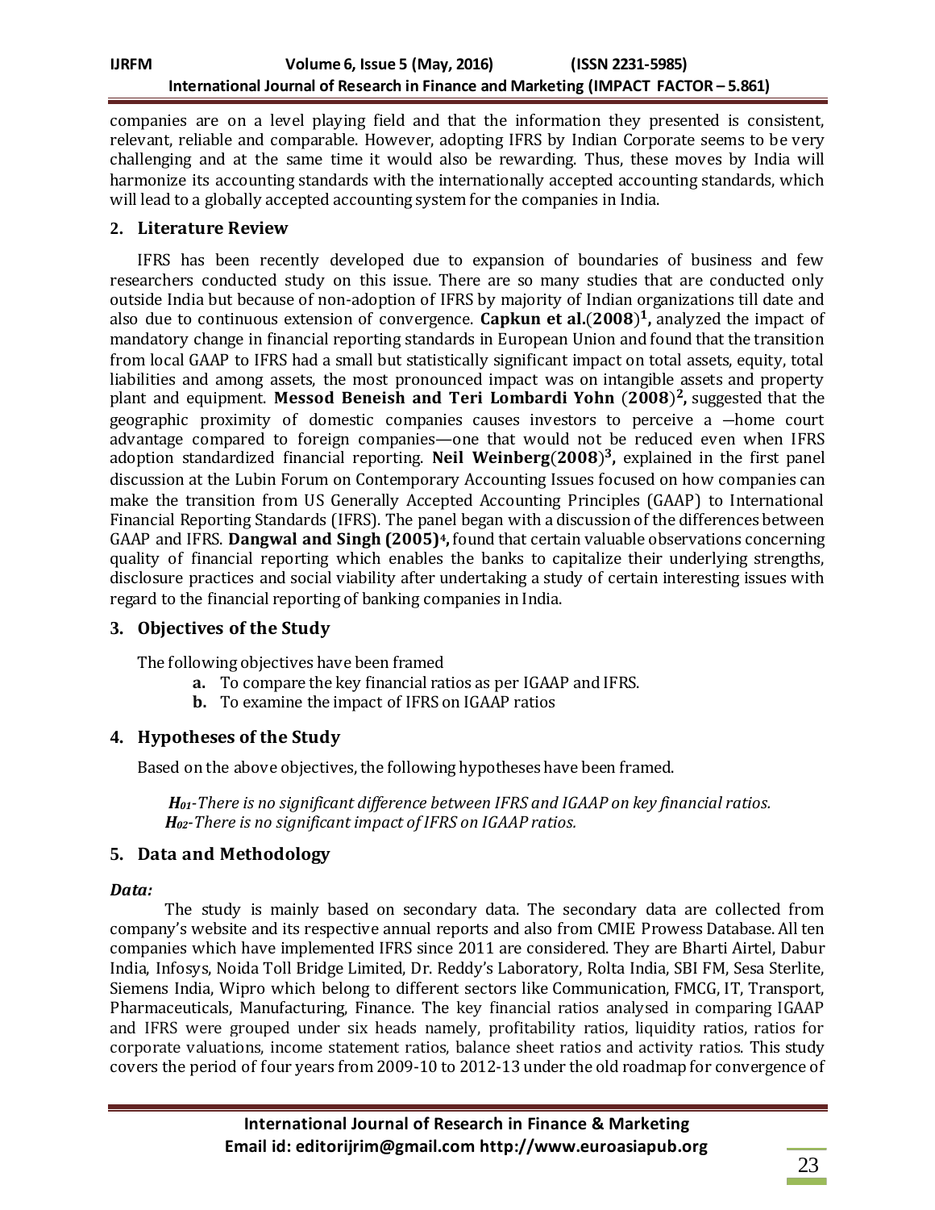companies are on a level playing field and that the information they presented is consistent, relevant, reliable and comparable. However, adopting IFRS by Indian Corporate seems to be very challenging and at the same time it would also be rewarding. Thus, these moves by India will harmonize its accounting standards with the internationally accepted accounting standards, which will lead to a globally accepted accounting system for the companies in India.

## 2. Literature Review

IFRS has been recently developed due to expansion of boundaries of business and few researchers conducted study on this issue. There are so many studies that are conducted only outside India but because of non-adoption of IFRS by majority of Indian organizations till date and also due to continuous extension of convergence. **Capkun et al.**(**2008**)[1]**,** analyzed the impact of mandatory change in financial reporting standards in European Union and found that the transition from local GAAP to IFRS had a small but statistically significant impact on total assets, equity, total liabilities and among assets, the most pronounced impact was on intangible assets and property plant and equipment. **Messod Beneish and Teri Lombardi Yohn** (**2008**)[2]**,** suggested that the geographic proximity of domestic companies causes investors to perceive a ―home court advantage compared to foreign companies—one that would not be reduced even when IFRS adoption standardized financial reporting. **Neil Weinberg**(**2008**)[3]**,** explained in the first panel discussion at the Lubin Forum on Contemporary Accounting Issues focused on how companies can make the transition from US Generally Accepted Accounting Principles (GAAP) to International Financial Reporting Standards (IFRS). The panel began with a discussion of the differences between GAAP and IFRS. **Dangwal and Singh (2005)**[4]**,** found that certain valuable observations concerning quality of financial reporting which enables the banks to capitalize their underlying strengths, disclosure practices and social viability after undertaking a study of certain interesting issues with regard to the financial reporting of banking companies in India.

## 3. Objectives of the Study

The following objectives have been framed

- **a.** To compare the key financial ratios as per IGAAP and IFRS.
- **b.** To examine the impact of IFRS on IGAAP ratios

## 4. Hypotheses of the Study

Based on the above objectives, the following hypotheses have been framed.

***$H_{01}$****-There is no significant difference between IFRS and IGAAP on key financial ratios.*
***$H_{02}$****-There is no significant impact of IFRS on IGAAP ratios.*

## 5. Data and Methodology

***Data:***

The study is mainly based on secondary data. The secondary data are collected from company's website and its respective annual reports and also from CMIE Prowess Database. All ten companies which have implemented IFRS since 2011 are considered. They are Bharti Airtel, Dabur India, Infosys, Noida Toll Bridge Limited, Dr. Reddy's Laboratory, Rolta India, SBI FM, Sesa Sterlite, Siemens India, Wipro which belong to different sectors like Communication, FMCG, IT, Transport, Pharmaceuticals, Manufacturing, Finance. The key financial ratios analysed in comparing IGAAP and IFRS were grouped under six heads namely, profitability ratios, liquidity ratios, ratios for corporate valuations, income statement ratios, balance sheet ratios and activity ratios. This study covers the period of four years from 2009-10 to 2012-13 under the old roadmap for convergence of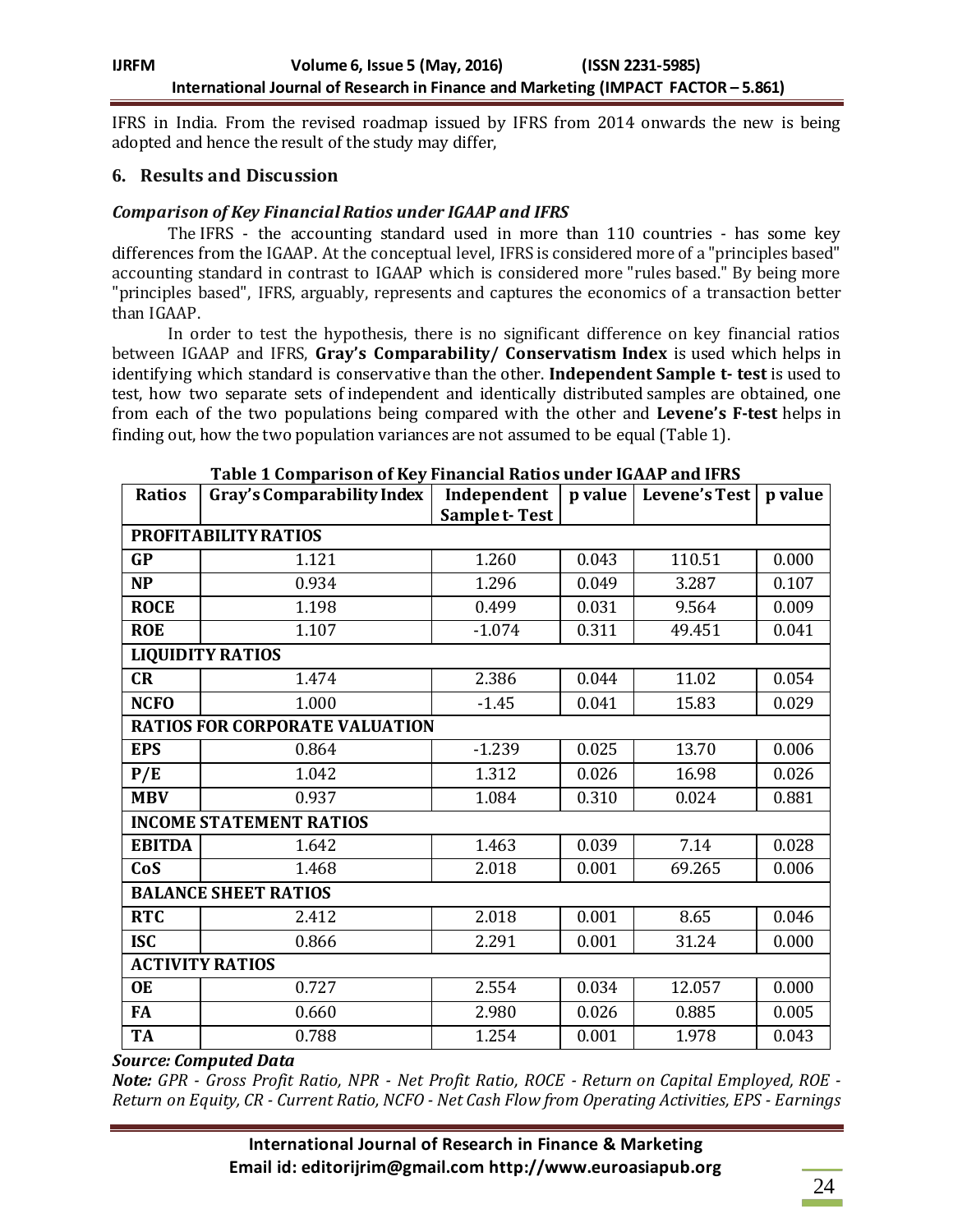IFRS in India. From the revised roadmap issued by IFRS from 2014 onwards the new is being adopted and hence the result of the study may differ,

## 6. Results and Discussion

### *Comparison of Key Financial Ratios under IGAAP and IFRS*

The IFRS - the accounting standard used in more than 110 countries - has some key differences from the IGAAP. At the conceptual level, IFRS is considered more of a "principles based" accounting standard in contrast to IGAAP which is considered more "rules based." By being more "principles based", IFRS, arguably, represents and captures the economics of a transaction better than IGAAP.

In order to test the hypothesis, there is no significant difference on key financial ratios between IGAAP and IFRS, **Gray's Comparability/ Conservatism Index** is used which helps in identifying which standard is conservative than the other. **Independent Sample t- test** is used to test, how two separate sets of independent and identically distributed samples are obtained, one from each of the two populations being compared with the other and **Levene's F-test** helps in finding out, how the two population variances are not assumed to be equal (Table 1).

**Table 1 Comparison of Key Financial Ratios under IGAAP and IFRS**

| Ratios | Gray's Comparability Index | Independent Sample t- Test | p value | Levene's Test | p value |
|---|---|---|---|---|---|
| **PROFITABILITY RATIOS** | | | | | |
| **GP** | 1.121 | 1.260 | 0.043 | 110.51 | 0.000 |
| **NP** | 0.934 | 1.296 | 0.049 | 3.287 | 0.107 |
| **ROCE** | 1.198 | 0.499 | 0.031 | 9.564 | 0.009 |
| **ROE** | 1.107 | -1.074 | 0.311 | 49.451 | 0.041 |
| **LIQUIDITY RATIOS** | | | | | |
| **CR** | 1.474 | 2.386 | 0.044 | 11.02 | 0.054 |
| **NCFO** | 1.000 | -1.45 | 0.041 | 15.83 | 0.029 |
| **RATIOS FOR CORPORATE VALUATION** | | | | | |
| **EPS** | 0.864 | -1.239 | 0.025 | 13.70 | 0.006 |
| **P/E** | 1.042 | 1.312 | 0.026 | 16.98 | 0.026 |
| **MBV** | 0.937 | 1.084 | 0.310 | 0.024 | 0.881 |
| **INCOME STATEMENT RATIOS** | | | | | |
| **EBITDA** | 1.642 | 1.463 | 0.039 | 7.14 | 0.028 |
| **CoS** | 1.468 | 2.018 | 0.001 | 69.265 | 0.006 |
| **BALANCE SHEET RATIOS** | | | | | |
| **RTC** | 2.412 | 2.018 | 0.001 | 8.65 | 0.046 |
| **ISC** | 0.866 | 2.291 | 0.001 | 31.24 | 0.000 |
| **ACTIVITY RATIOS** | | | | | |
| **OE** | 0.727 | 2.554 | 0.034 | 12.057 | 0.000 |
| **FA** | 0.660 | 2.980 | 0.026 | 0.885 | 0.005 |
| **TA** | 0.788 | 1.254 | 0.001 | 1.978 | 0.043 |

***Source: Computed Data***

***Note:*** *GPR - Gross Profit Ratio, NPR - Net Profit Ratio, ROCE - Return on Capital Employed, ROE - Return on Equity, CR - Current Ratio, NCFO - Net Cash Flow from Operating Activities, EPS - Earnings*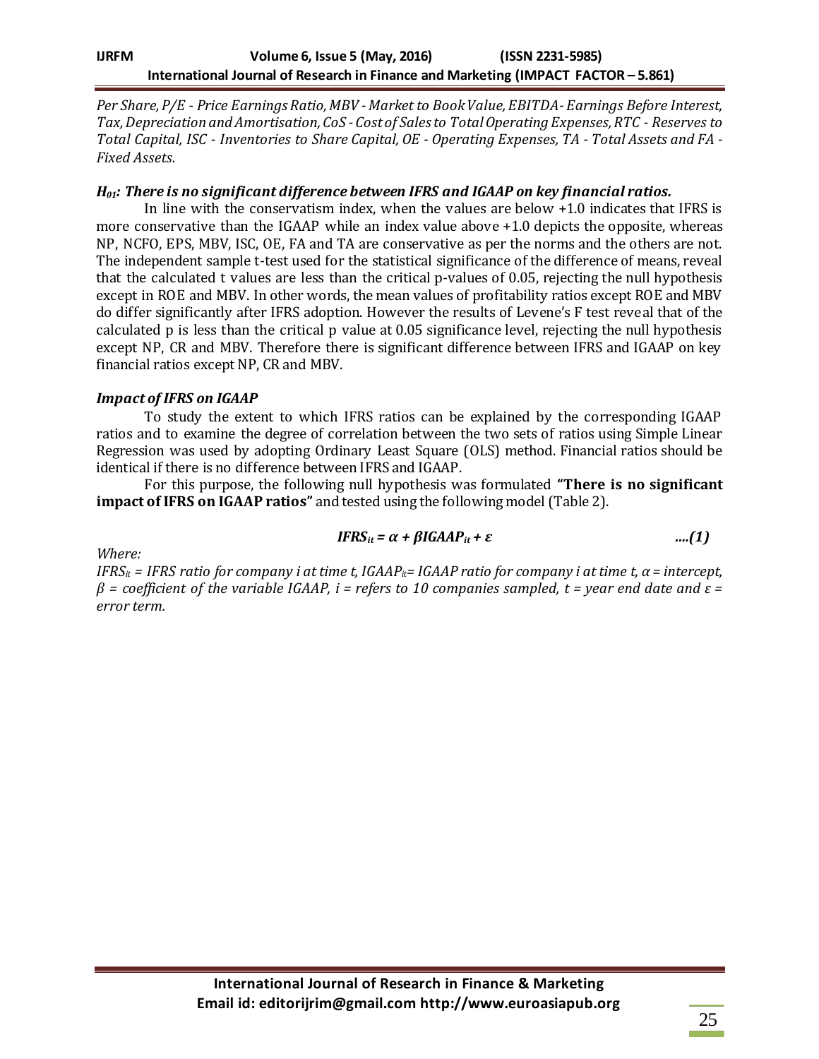*Per Share, P/E - Price Earnings Ratio, MBV - Market to Book Value, EBITDA- Earnings Before Interest, Tax, Depreciation and Amortisation, CoS - Cost of Sales to Total Operating Expenses, RTC - Reserves to Total Capital, ISC - Inventories to Share Capital, OE - Operating Expenses, TA - Total Assets and FA - Fixed Assets.*

***$H_{01}$: There is no significant difference between IFRS and IGAAP on key financial ratios.***

In line with the conservatism index, when the values are below +1.0 indicates that IFRS is more conservative than the IGAAP while an index value above +1.0 depicts the opposite, whereas NP, NCFO, EPS, MBV, ISC, OE, FA and TA are conservative as per the norms and the others are not. The independent sample t-test used for the statistical significance of the difference of means, reveal that the calculated t values are less than the critical p-values of 0.05, rejecting the null hypothesis except in ROE and MBV. In other words, the mean values of profitability ratios except ROE and MBV do differ significantly after IFRS adoption. However the results of Levene's F test reveal that of the calculated p is less than the critical p value at 0.05 significance level, rejecting the null hypothesis except NP, CR and MBV. Therefore there is significant difference between IFRS and IGAAP on key financial ratios except NP, CR and MBV.

***Impact of IFRS on IGAAP***

To study the extent to which IFRS ratios can be explained by the corresponding IGAAP ratios and to examine the degree of correlation between the two sets of ratios using Simple Linear Regression was used by adopting Ordinary Least Square (OLS) method. Financial ratios should be identical if there is no difference between IFRS and IGAAP.

For this purpose, the following null hypothesis was formulated **"There is no significant impact of IFRS on IGAAP ratios"** and tested using the following model (Table 2).

$$IFRS_{it} = \alpha + \beta IGAAP_{it} + \varepsilon \qquad ....(1)$$

*Where:*

*$IFRS_{it}$ = IFRS ratio for company i at time t, $IGAAP_{it}$= IGAAP ratio for company i at time t, $\alpha$ = intercept, $\beta$ = coefficient of the variable IGAAP, i = refers to 10 companies sampled, t = year end date and $\varepsilon$ = error term.*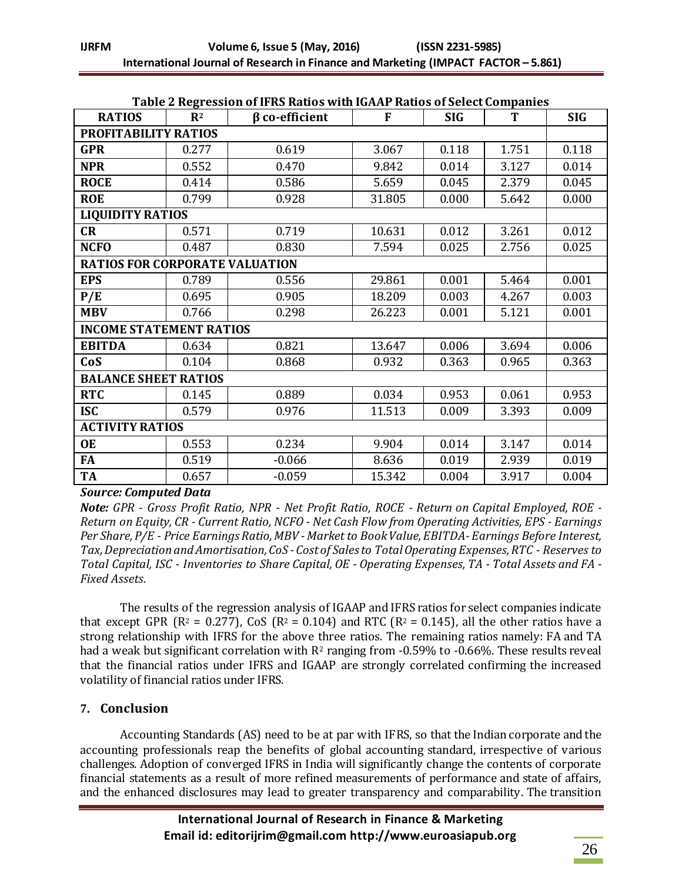**Table 2 Regression of IFRS Ratios with IGAAP Ratios of Select Companies**

| RATIOS | $R^2$ | β co-efficient | F | SIG | T | SIG |
|---|---|---|---|---|---|---|
| **PROFITABILITY RATIOS** | | | | | | |
| **GPR** | 0.277 | 0.619 | 3.067 | 0.118 | 1.751 | 0.118 |
| **NPR** | 0.552 | 0.470 | 9.842 | 0.014 | 3.127 | 0.014 |
| **ROCE** | 0.414 | 0.586 | 5.659 | 0.045 | 2.379 | 0.045 |
| **ROE** | 0.799 | 0.928 | 31.805 | 0.000 | 5.642 | 0.000 |
| **LIQUIDITY RATIOS** | | | | | | |
| **CR** | 0.571 | 0.719 | 10.631 | 0.012 | 3.261 | 0.012 |
| **NCFO** | 0.487 | 0.830 | 7.594 | 0.025 | 2.756 | 0.025 |
| **RATIOS FOR CORPORATE VALUATION** | | | | | | |
| **EPS** | 0.789 | 0.556 | 29.861 | 0.001 | 5.464 | 0.001 |
| **P/E** | 0.695 | 0.905 | 18.209 | 0.003 | 4.267 | 0.003 |
| **MBV** | 0.766 | 0.298 | 26.223 | 0.001 | 5.121 | 0.001 |
| **INCOME STATEMENT RATIOS** | | | | | | |
| **EBITDA** | 0.634 | 0.821 | 13.647 | 0.006 | 3.694 | 0.006 |
| **CoS** | 0.104 | 0.868 | 0.932 | 0.363 | 0.965 | 0.363 |
| **BALANCE SHEET RATIOS** | | | | | | |
| **RTC** | 0.145 | 0.889 | 0.034 | 0.953 | 0.061 | 0.953 |
| **ISC** | 0.579 | 0.976 | 11.513 | 0.009 | 3.393 | 0.009 |
| **ACTIVITY RATIOS** | | | | | | |
| **OE** | 0.553 | 0.234 | 9.904 | 0.014 | 3.147 | 0.014 |
| **FA** | 0.519 | -0.066 | 8.636 | 0.019 | 2.939 | 0.019 |
| **TA** | 0.657 | -0.059 | 15.342 | 0.004 | 3.917 | 0.004 |

***Source: Computed Data***

***Note:*** *GPR - Gross Profit Ratio, NPR - Net Profit Ratio, ROCE - Return on Capital Employed, ROE - Return on Equity, CR - Current Ratio, NCFO - Net Cash Flow from Operating Activities, EPS - Earnings Per Share, P/E - Price Earnings Ratio, MBV - Market to Book Value, EBITDA- Earnings Before Interest, Tax, Depreciation and Amortisation, CoS - Cost of Sales to Total Operating Expenses, RTC - Reserves to Total Capital, ISC - Inventories to Share Capital, OE - Operating Expenses, TA - Total Assets and FA - Fixed Assets.*

The results of the regression analysis of IGAAP and IFRS ratios for select companies indicate that except GPR ($R^2$ = 0.277), CoS ($R^2$ = 0.104) and RTC ($R^2$ = 0.145), all the other ratios have a strong relationship with IFRS for the above three ratios. The remaining ratios namely: FA and TA had a weak but significant correlation with $R^2$ ranging from -0.59% to -0.66%. These results reveal that the financial ratios under IFRS and IGAAP are strongly correlated confirming the increased volatility of financial ratios under IFRS.

## 7. Conclusion

Accounting Standards (AS) need to be at par with IFRS, so that the Indian corporate and the accounting professionals reap the benefits of global accounting standard, irrespective of various challenges. Adoption of converged IFRS in India will significantly change the contents of corporate financial statements as a result of more refined measurements of performance and state of affairs, and the enhanced disclosures may lead to greater transparency and comparability. The transition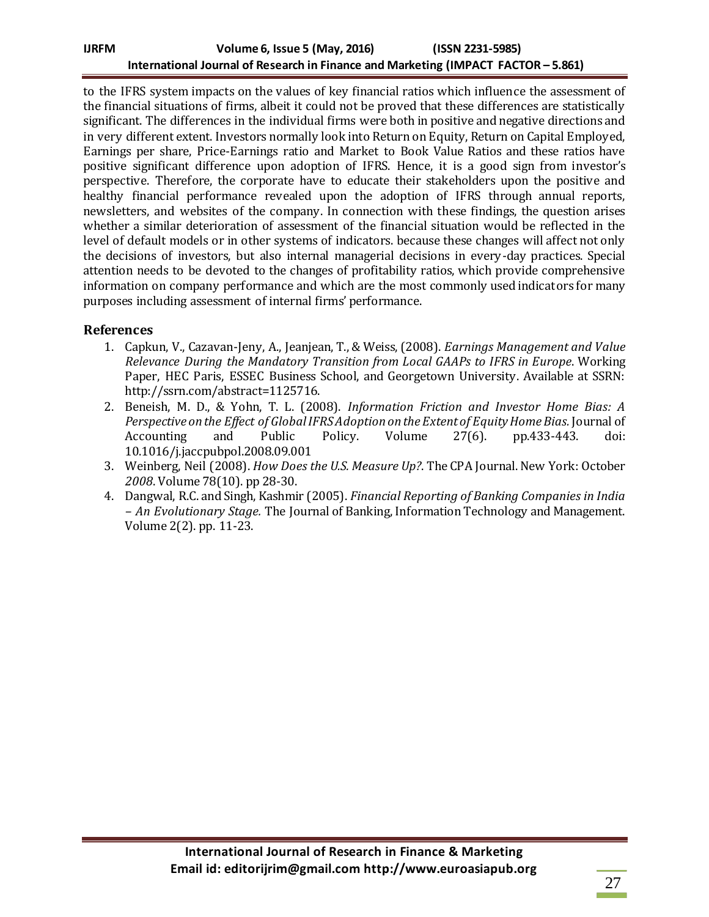to the IFRS system impacts on the values of key financial ratios which influence the assessment of the financial situations of firms, albeit it could not be proved that these differences are statistically significant. The differences in the individual firms were both in positive and negative directions and in very different extent. Investors normally look into Return on Equity, Return on Capital Employed, Earnings per share, Price-Earnings ratio and Market to Book Value Ratios and these ratios have positive significant difference upon adoption of IFRS. Hence, it is a good sign from investor's perspective. Therefore, the corporate have to educate their stakeholders upon the positive and healthy financial performance revealed upon the adoption of IFRS through annual reports, newsletters, and websites of the company. In connection with these findings, the question arises whether a similar deterioration of assessment of the financial situation would be reflected in the level of default models or in other systems of indicators. because these changes will affect not only the decisions of investors, but also internal managerial decisions in every-day practices. Special attention needs to be devoted to the changes of profitability ratios, which provide comprehensive information on company performance and which are the most commonly used indicators for many purposes including assessment of internal firms' performance.

## References

1. Capkun, V., Cazavan-Jeny, A., Jeanjean, T., & Weiss, (2008). *Earnings Management and Value Relevance During the Mandatory Transition from Local GAAPs to IFRS in Europe*. Working Paper, HEC Paris, ESSEC Business School, and Georgetown University. Available at SSRN: http://ssrn.com/abstract=1125716.
2. Beneish, M. D., & Yohn, T. L. (2008). *Information Friction and Investor Home Bias: A Perspective on the Effect of Global IFRS Adoption on the Extent of Equity Home Bias.* Journal of Accounting and Public Policy. Volume 27(6). pp.433-443. doi: 10.1016/j.jaccpubpol.2008.09.001
3. Weinberg, Neil (2008). *How Does the U.S. Measure Up?*. The CPA Journal. New York: October *2008*. Volume 78(10). pp 28-30.
4. Dangwal, R.C. and Singh, Kashmir (2005). *Financial Reporting of Banking Companies in India – An Evolutionary Stage.* The Journal of Banking, Information Technology and Management. Volume 2(2). pp. 11-23.